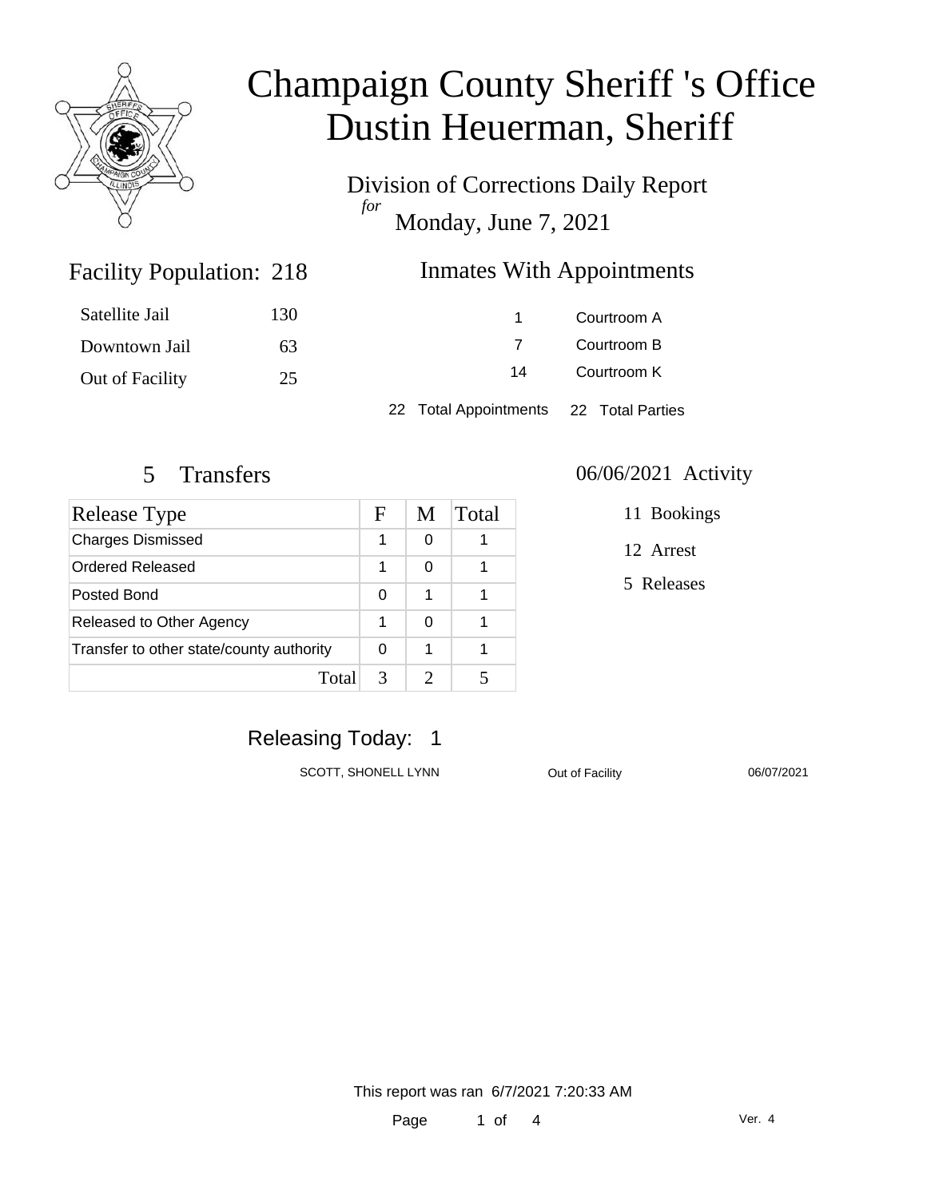# Champaign County Sheriff 's Office
# Dustin Heuerman, Sheriff

Division of Corrections Daily Report
*for*
Monday, June 7, 2021

## Facility Population: 218

| | |
|---|---|
| Satellite Jail | 130 |
| Downtown Jail | 63 |
| Out of Facility | 25 |

## Inmates With Appointments

| | |
|---|---|
| 1 | Courtroom A |
| 7 | Courtroom B |
| 14 | Courtroom K |

22 Total Appointments 22 Total Parties

## 5 Transfers

| Release Type | F | M | Total |
|---|---|---|---|
| Charges Dismissed | 1 | 0 | 1 |
| Ordered Released | 1 | 0 | 1 |
| Posted Bond | 0 | 1 | 1 |
| Released to Other Agency | 1 | 0 | 1 |
| Transfer to other state/county authority | 0 | 1 | 1 |
| Total | 3 | 2 | 5 |

## 06/06/2021 Activity

11 Bookings

12 Arrest

5 Releases

## Releasing Today: 1

| | | |
|---|---|---|
| SCOTT, SHONELL LYNN | Out of Facility | 06/07/2021 |

This report was ran 6/7/2021 7:20:33 AM

Ver. 4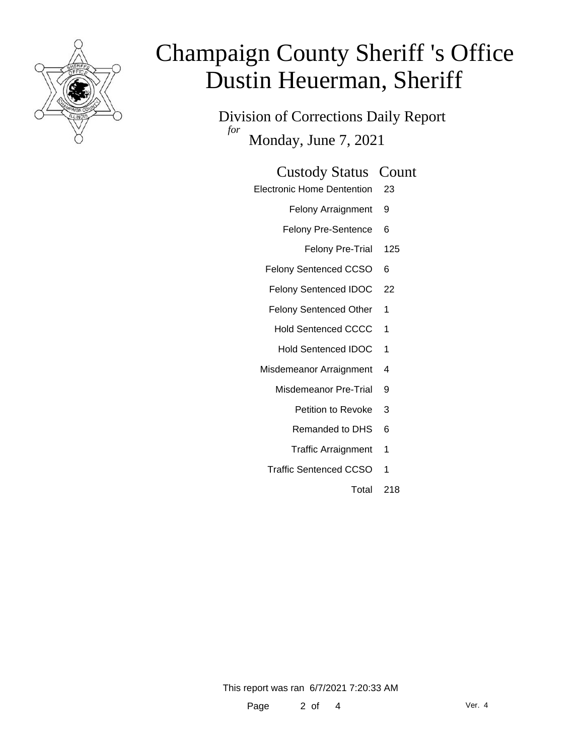# Champaign County Sheriff 's Office
# Dustin Heuerman, Sheriff

Division of Corrections Daily Report

*for* Monday, June 7, 2021

| Custody Status | Count |
| --- | --- |
| Electronic Home Dentention | 23 |
| Felony Arraignment | 9 |
| Felony Pre-Sentence | 6 |
| Felony Pre-Trial | 125 |
| Felony Sentenced CCSO | 6 |
| Felony Sentenced IDOC | 22 |
| Felony Sentenced Other | 1 |
| Hold Sentenced CCCC | 1 |
| Hold Sentenced IDOC | 1 |
| Misdemeanor Arraignment | 4 |
| Misdemeanor Pre-Trial | 9 |
| Petition to Revoke | 3 |
| Remanded to DHS | 6 |
| Traffic Arraignment | 1 |
| Traffic Sentenced CCSO | 1 |
| Total | 218 |

This report was ran 6/7/2021 7:20:33 AM

Ver. 4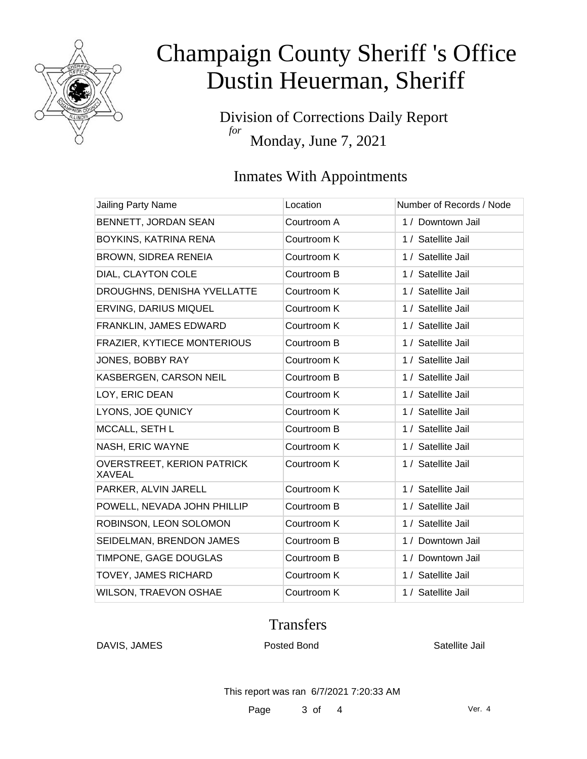# Champaign County Sheriff 's Office
# Dustin Heuerman, Sheriff

Division of Corrections Daily Report
*for*
Monday, June 7, 2021

## Inmates With Appointments

| Jailing Party Name | Location | Number of Records / Node |
|---|---|---|
| BENNETT, JORDAN SEAN | Courtroom A | 1 / Downtown Jail |
| BOYKINS, KATRINA RENA | Courtroom K | 1 / Satellite Jail |
| BROWN, SIDREA RENEIA | Courtroom K | 1 / Satellite Jail |
| DIAL, CLAYTON COLE | Courtroom B | 1 / Satellite Jail |
| DROUGHNS, DENISHA YVELLATTE | Courtroom K | 1 / Satellite Jail |
| ERVING, DARIUS MIQUEL | Courtroom K | 1 / Satellite Jail |
| FRANKLIN, JAMES EDWARD | Courtroom K | 1 / Satellite Jail |
| FRAZIER, KYTIECE MONTERIOUS | Courtroom B | 1 / Satellite Jail |
| JONES, BOBBY RAY | Courtroom K | 1 / Satellite Jail |
| KASBERGEN, CARSON NEIL | Courtroom B | 1 / Satellite Jail |
| LOY, ERIC DEAN | Courtroom K | 1 / Satellite Jail |
| LYONS, JOE QUNICY | Courtroom K | 1 / Satellite Jail |
| MCCALL, SETH L | Courtroom B | 1 / Satellite Jail |
| NASH, ERIC WAYNE | Courtroom K | 1 / Satellite Jail |
| OVERSTREET, KERION PATRICK XAVEAL | Courtroom K | 1 / Satellite Jail |
| PARKER, ALVIN JARELL | Courtroom K | 1 / Satellite Jail |
| POWELL, NEVADA JOHN PHILLIP | Courtroom B | 1 / Satellite Jail |
| ROBINSON, LEON SOLOMON | Courtroom K | 1 / Satellite Jail |
| SEIDELMAN, BRENDON JAMES | Courtroom B | 1 / Downtown Jail |
| TIMPONE, GAGE DOUGLAS | Courtroom B | 1 / Downtown Jail |
| TOVEY, JAMES RICHARD | Courtroom K | 1 / Satellite Jail |
| WILSON, TRAEVON OSHAE | Courtroom K | 1 / Satellite Jail |

## Transfers

| | | |
|---|---|---|
| DAVIS, JAMES | Posted Bond | Satellite Jail |

This report was ran 6/7/2021 7:20:33 AM

Ver. 4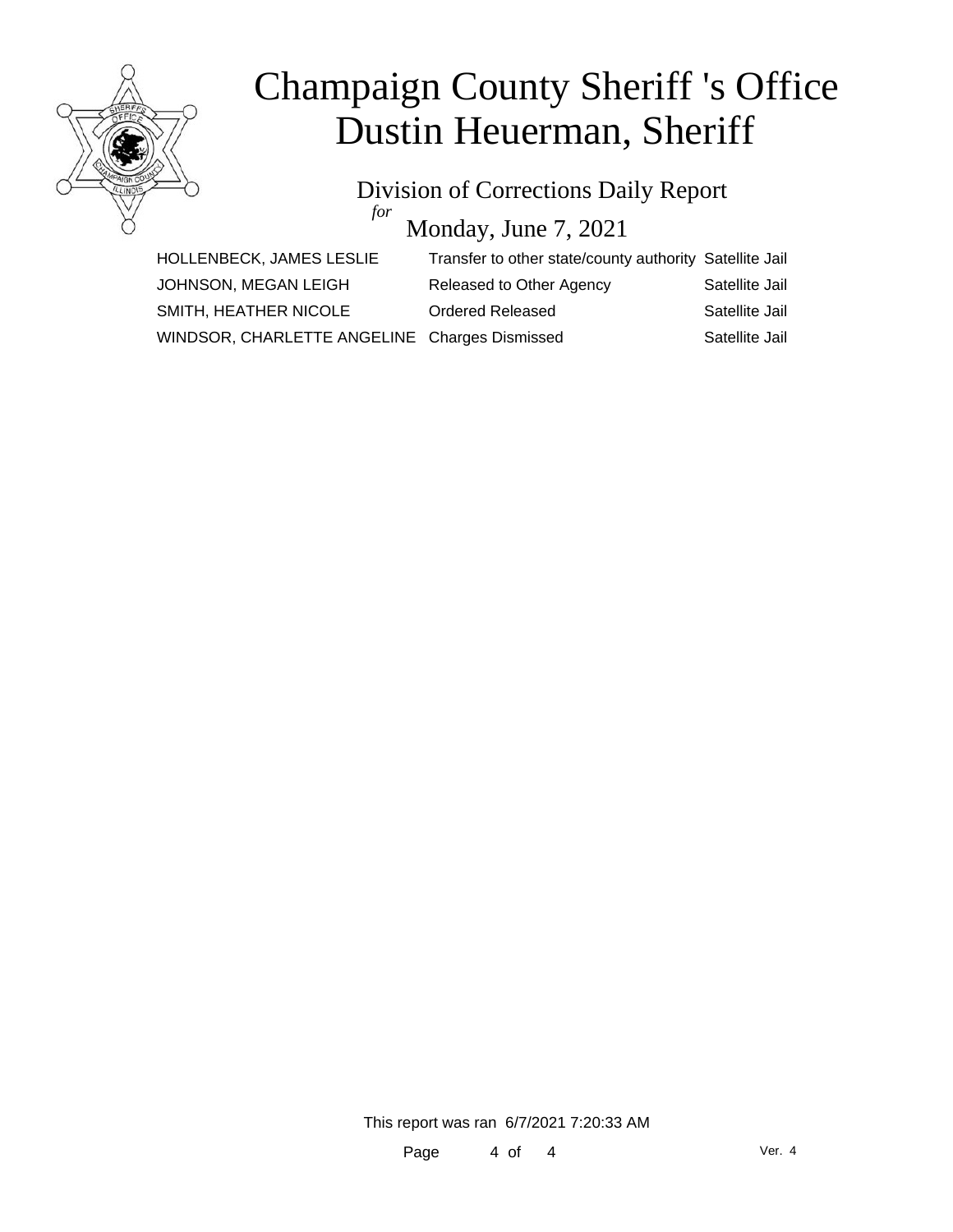# Champaign County Sheriff 's Office
# Dustin Heuerman, Sheriff

## Division of Corrections Daily Report

*for*

## Monday, June 7, 2021

| | | |
|---|---|---|
| HOLLENBECK, JAMES LESLIE | Transfer to other state/county authority | Satellite Jail |
| JOHNSON, MEGAN LEIGH | Released to Other Agency | Satellite Jail |
| SMITH, HEATHER NICOLE | Ordered Released | Satellite Jail |
| WINDSOR, CHARLETTE ANGELINE | Charges Dismissed | Satellite Jail |

This report was ran 6/7/2021 7:20:33 AM

Ver. 4